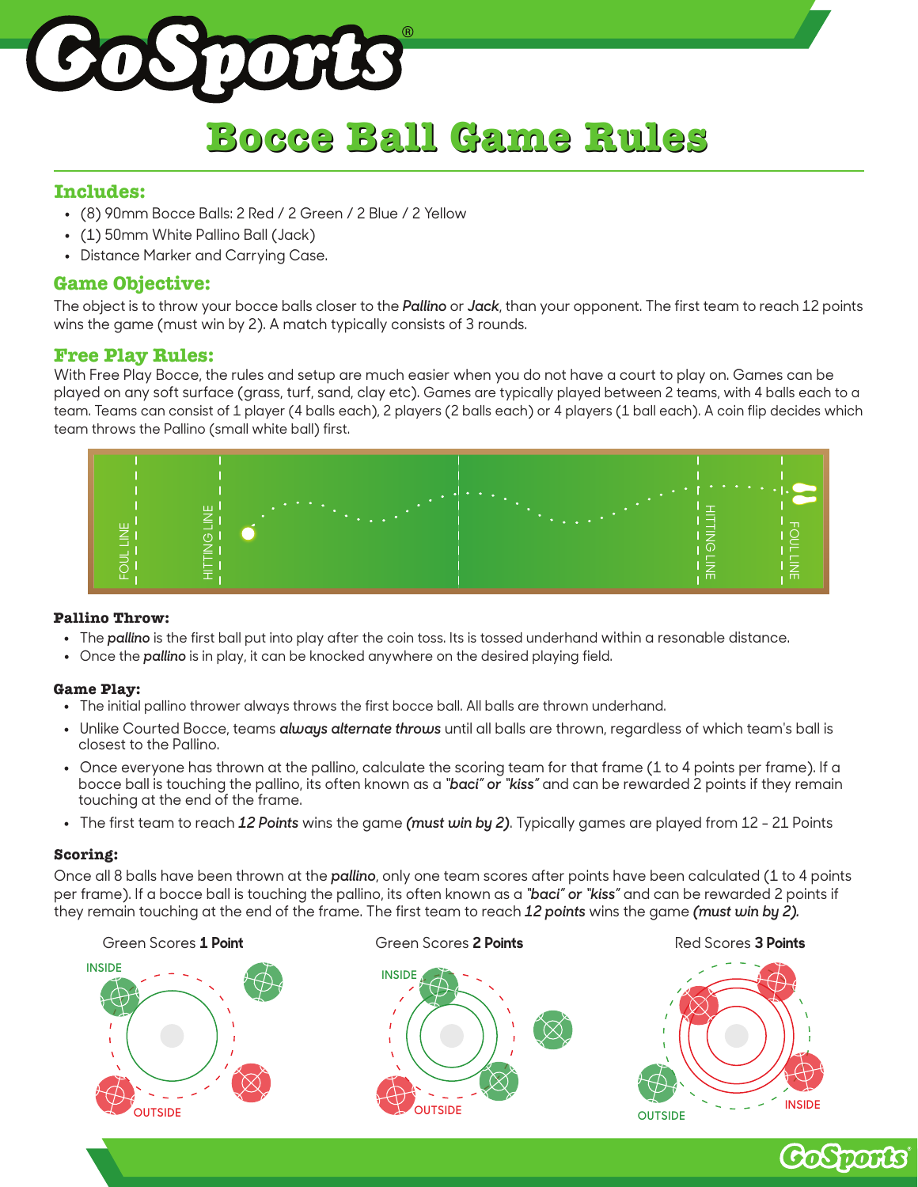# Bocce Ball Game Rules

## Includes:

- (8) 90mm Bocce Balls: 2 Red / 2 Green / 2 Blue / 2 Yellow
- (1) 50mm White Pallino Ball (Jack)
- Distance Marker and Carrying Case.

## Game Objective:

The object is to throw your bocce balls closer to the ***Pallino*** or ***Jack***, than your opponent. The first team to reach 12 points wins the game (must win by 2). A match typically consists of 3 rounds.

## Free Play Rules:

With Free Play Bocce, the rules and setup are much easier when you do not have a court to play on. Games can be played on any soft surface (grass, turf, sand, clay etc). Games are typically played between 2 teams, with 4 balls each to a team. Teams can consist of 1 player (4 balls each), 2 players (2 balls each) or 4 players (1 ball each). A coin flip decides which team throws the Pallino (small white ball) first.

FOUL LINE
HITTING LINE
HITTING LINE
FOUL LINE

### Pallino Throw:

- The ***pallino*** is the first ball put into play after the coin toss. Its is tossed underhand within a resonable distance.
- Once the ***pallino*** is in play, it can be knocked anywhere on the desired playing field.

### Game Play:

- The initial pallino thrower always throws the first bocce ball. All balls are thrown underhand.
- Unlike Courted Bocce, teams ***always alternate throws*** until all balls are thrown, regardless of which team's ball is closest to the Pallino.
- Once everyone has thrown at the pallino, calculate the scoring team for that frame (1 to 4 points per frame). If a bocce ball is touching the pallino, its often known as a ***"baci" or "kiss"*** and can be rewarded 2 points if they remain touching at the end of the frame.
- The first team to reach ***12 Points*** wins the game ***(must win by 2)***. Typically games are played from 12 - 21 Points

### Scoring:

Once all 8 balls have been thrown at the ***pallino***, only one team scores after points have been calculated (1 to 4 points per frame). If a bocce ball is touching the pallino, its often known as a ***"baci" or "kiss"*** and can be rewarded 2 points if they remain touching at the end of the frame. The first team to reach ***12 points*** wins the game ***(must win by 2).***

Green Scores **1 Point**
INSIDE
OUTSIDE

Green Scores **2 Points**
INSIDE
OUTSIDE

Red Scores **3 Points**
OUTSIDE
INSIDE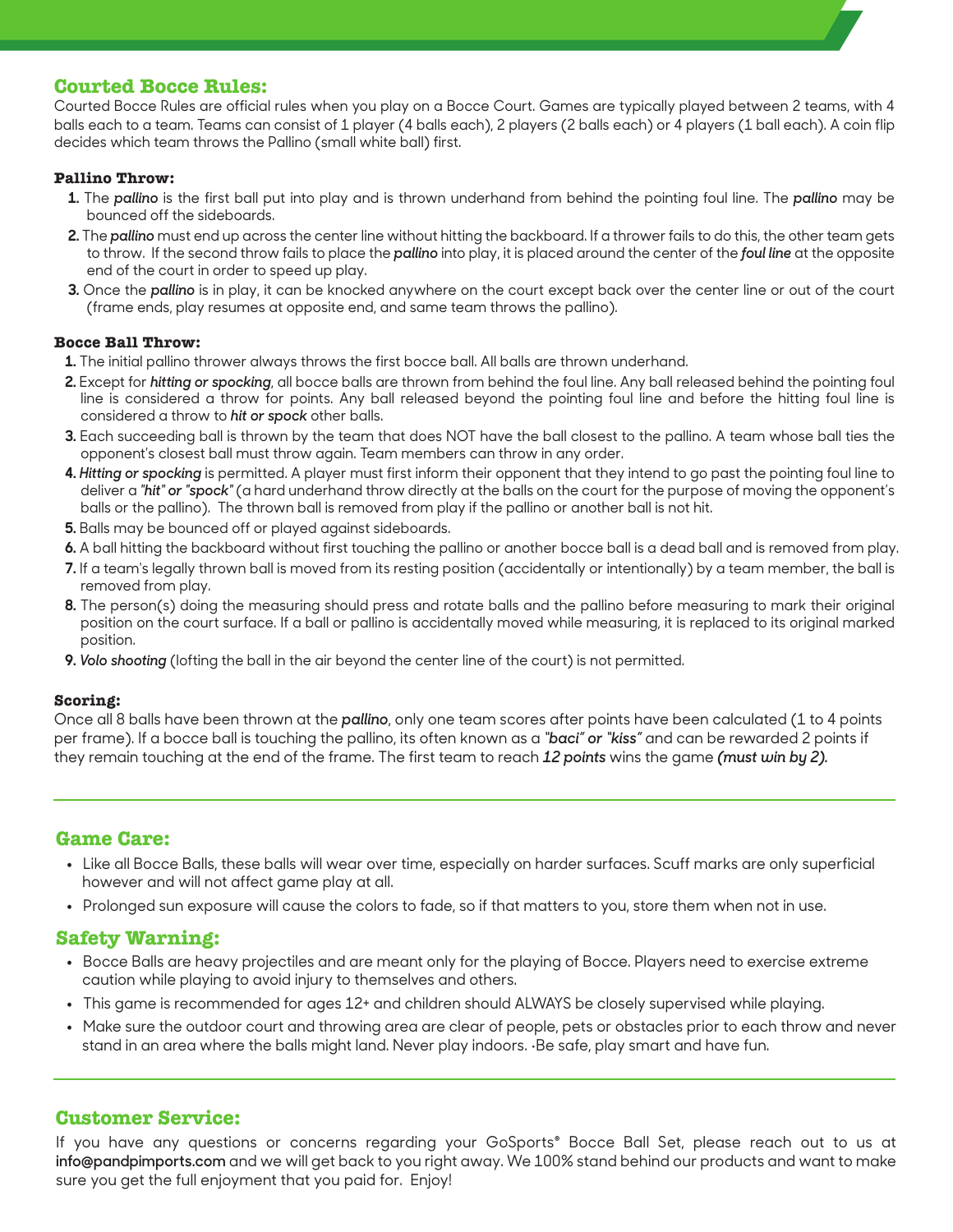## Courted Bocce Rules:

Courted Bocce Rules are official rules when you play on a Bocce Court. Games are typically played between 2 teams, with 4 balls each to a team. Teams can consist of 1 player (4 balls each), 2 players (2 balls each) or 4 players (1 ball each). A coin flip decides which team throws the Pallino (small white ball) first.

### Pallino Throw:

1. The *pallino* is the first ball put into play and is thrown underhand from behind the pointing foul line. The *pallino* may be bounced off the sideboards.
2. The *pallino* must end up across the center line without hitting the backboard. If a thrower fails to do this, the other team gets to throw. If the second throw fails to place the *pallino* into play, it is placed around the center of the *foul line* at the opposite end of the court in order to speed up play.
3. Once the *pallino* is in play, it can be knocked anywhere on the court except back over the center line or out of the court (frame ends, play resumes at opposite end, and same team throws the pallino).

### Bocce Ball Throw:

1. The initial pallino thrower always throws the first bocce ball. All balls are thrown underhand.
2. Except for *hitting or spocking*, all bocce balls are thrown from behind the foul line. Any ball released behind the pointing foul line is considered a throw for points. Any ball released beyond the pointing foul line and before the hitting foul line is considered a throw to *hit or spock* other balls.
3. Each succeeding ball is thrown by the team that does NOT have the ball closest to the pallino. A team whose ball ties the opponent's closest ball must throw again. Team members can throw in any order.
4. *Hitting or spocking* is permitted. A player must first inform their opponent that they intend to go past the pointing foul line to deliver a *"hit" or "spock"* (a hard underhand throw directly at the balls on the court for the purpose of moving the opponent's balls or the pallino). The thrown ball is removed from play if the pallino or another ball is not hit.
5. Balls may be bounced off or played against sideboards.
6. A ball hitting the backboard without first touching the pallino or another bocce ball is a dead ball and is removed from play.
7. If a team's legally thrown ball is moved from its resting position (accidentally or intentionally) by a team member, the ball is removed from play.
8. The person(s) doing the measuring should press and rotate balls and the pallino before measuring to mark their original position on the court surface. If a ball or pallino is accidentally moved while measuring, it is replaced to its original marked position.
9. *Volo shooting* (lofting the ball in the air beyond the center line of the court) is not permitted.

### Scoring:

Once all 8 balls have been thrown at the *pallino*, only one team scores after points have been calculated (1 to 4 points per frame). If a bocce ball is touching the pallino, its often known as a *"baci" or "kiss"* and can be rewarded 2 points if they remain touching at the end of the frame. The first team to reach ***12 points*** wins the game ***(must win by 2).***

---

## Game Care:

- Like all Bocce Balls, these balls will wear over time, especially on harder surfaces. Scuff marks are only superficial however and will not affect game play at all.
- Prolonged sun exposure will cause the colors to fade, so if that matters to you, store them when not in use.

## Safety Warning:

- Bocce Balls are heavy projectiles and are meant only for the playing of Bocce. Players need to exercise extreme caution while playing to avoid injury to themselves and others.
- This game is recommended for ages 12+ and children should ALWAYS be closely supervised while playing.
- Make sure the outdoor court and throwing area are clear of people, pets or obstacles prior to each throw and never stand in an area where the balls might land. Never play indoors. ·Be safe, play smart and have fun.

---

## Customer Service:

If you have any questions or concerns regarding your GoSports® Bocce Ball Set, please reach out to us at **info@pandpimports.com** and we will get back to you right away. We 100% stand behind our products and want to make sure you get the full enjoyment that you paid for. Enjoy!